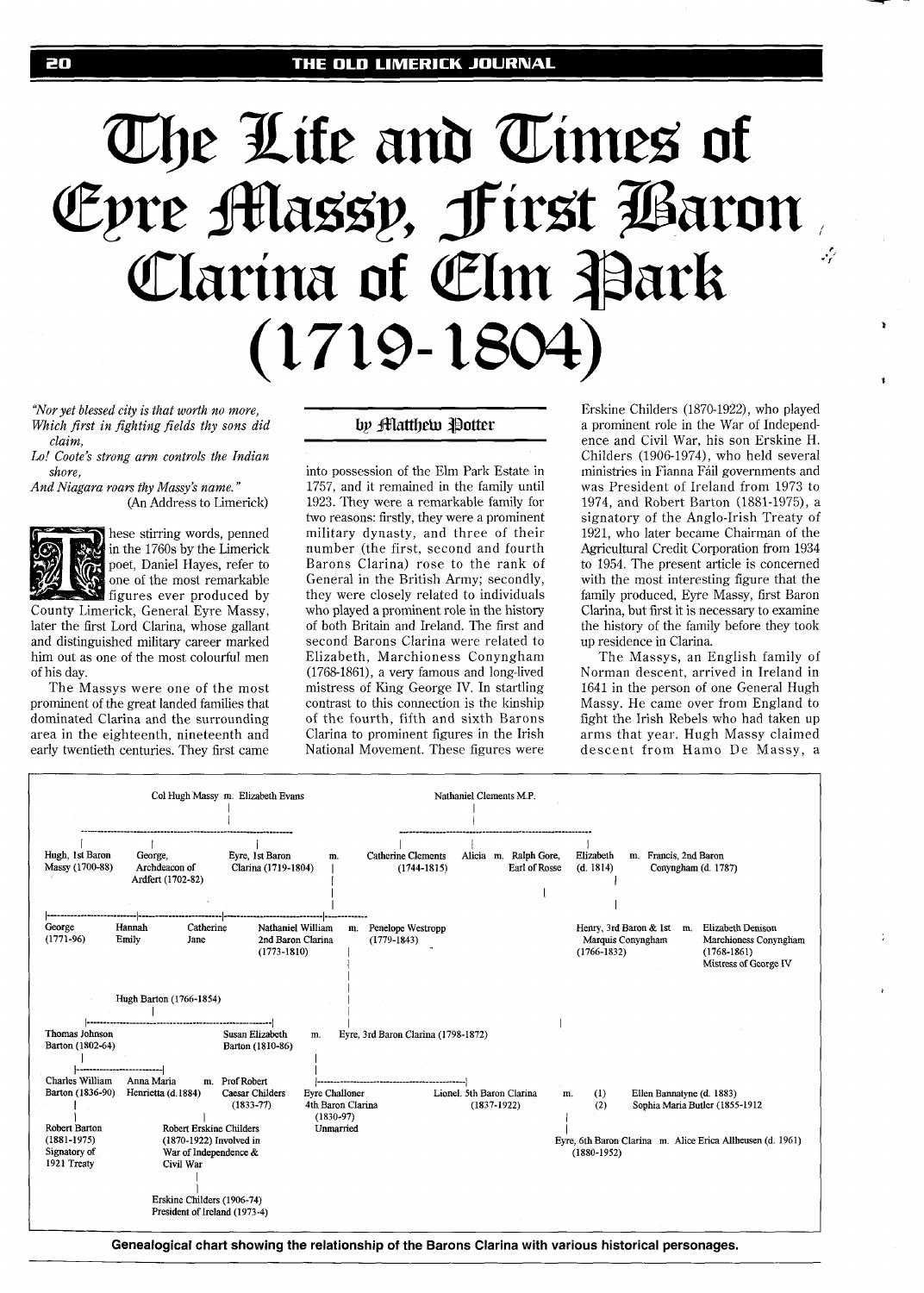# The Life and Times of Eyre Massy, First Baron Clarina of Elm Park (1719-1804)

*"Nor yet blessed city is that worth no more,*
*Which first in fighting fields thy sons did claim,*
*Lo! Coote's strong arm controls the Indian shore,*
*And Niagara roars thy Massy's name."*
(An Address to Limerick)

**by Matthew Potter**

These stirring words, penned in the 1760s by the Limerick poet, Daniel Hayes, refer to one of the most remarkable figures ever produced by County Limerick, General Eyre Massy, later the first Lord Clarina, whose gallant and distinguished military career marked him out as one of the most colourful men of his day.

The Massys were one of the most prominent of the great landed families that dominated Clarina and the surrounding area in the eighteenth, nineteenth and early twentieth centuries. They first came into possession of the Elm Park Estate in 1757, and it remained in the family until 1923. They were a remarkable family for two reasons: firstly, they were a prominent military dynasty, and three of their number (the first, second and fourth Barons Clarina) rose to the rank of General in the British Army; secondly, they were closely related to individuals who played a prominent role in the history of both Britain and Ireland. The first and second Barons Clarina were related to Elizabeth, Marchioness Conyngham (1768-1861), a very famous and long-lived mistress of King George IV. In startling contrast to this connection is the kinship of the fourth, fifth and sixth Barons Clarina to prominent figures in the Irish National Movement. These figures were Erskine Childers (1870-1922), who played a prominent role in the War of Independence and Civil War, his son Erskine H. Childers (1906-1974), who held several ministries in Fianna Fáil governments and was President of Ireland from 1973 to 1974, and Robert Barton (1881-1975), a signatory of the Anglo-Irish Treaty of 1921, who later became Chairman of the Agricultural Credit Corporation from 1934 to 1954. The present article is concerned with the most interesting figure that the family produced, Eyre Massy, first Baron Clarina, but first it is necessary to examine the history of the family before they took up residence in Clarina.

The Massys, an English family of Norman descent, arrived in Ireland in 1641 in the person of one General Hugh Massy. He came over from England to fight the Irish Rebels who had taken up arms that year. Hugh Massy claimed descent from Hamo De Massy, a

Col Hugh Massy m. Elizabeth Evans

- Hugh, 1st Baron Massy (1700-88)
- George, Archdeacon of Ardfert (1702-82)
- Eyre, 1st Baron Clarina (1719-1804) m. Catherine Clements (1744-1815)

Nathaniel Clements M.P.

- Catherine Clements (1744-1815) m. Eyre, 1st Baron Clarina
- Alicia m. Ralph Gore, Earl of Rosse
- Elizabeth (d. 1814) m. Francis, 2nd Baron Conyngham (d. 1787)
  - Henry, 3rd Baron & 1st Marquis Conyngham (1766-1832) m. Elizabeth Denison, Marchioness Conyngham (1768-1861), Mistress of George IV

Children of Eyre, 1st Baron Clarina and Catherine Clements:

- George (1771-96)
- Hannah Emily
- Catherine Jane
- Nathaniel William, 2nd Baron Clarina (1773-1810) m. Penelope Westropp (1779-1843)
  - Eyre, 3rd Baron Clarina (1798-1872) m. Susan Elizabeth Barton (1810-86)
    - Eyre Challoner, 4th Baron Clarina (1830-97), Unmarried
    - Lionel, 5th Baron Clarina (1837-1922) m. (1) Ellen Bannatyne (d. 1883); (2) Sophia Maria Butler (1855-1912)
      - Eyre, 6th Baron Clarina (1880-1952) m. Alice Erica Allheusen (d. 1961)

Hugh Barton (1766-1854)

- Thomas Johnson Barton (1802-64)
  - Charles William Barton (1836-90)
    - Robert Barton (1881-1975), Signatory of 1921 Treaty
  - Anna Maria Henrietta (d. 1884) m. Prof Robert Caesar Childers (1833-77)
    - Robert Erskine Childers (1870-1922) Involved in War of Independence & Civil War
      - Erskine Childers (1906-74) President of Ireland (1973-4)
- Susan Elizabeth Barton (1810-86) m. Eyre, 3rd Baron Clarina (1798-1872)

**Genealogical chart showing the relationship of the Barons Clarina with various historical personages.**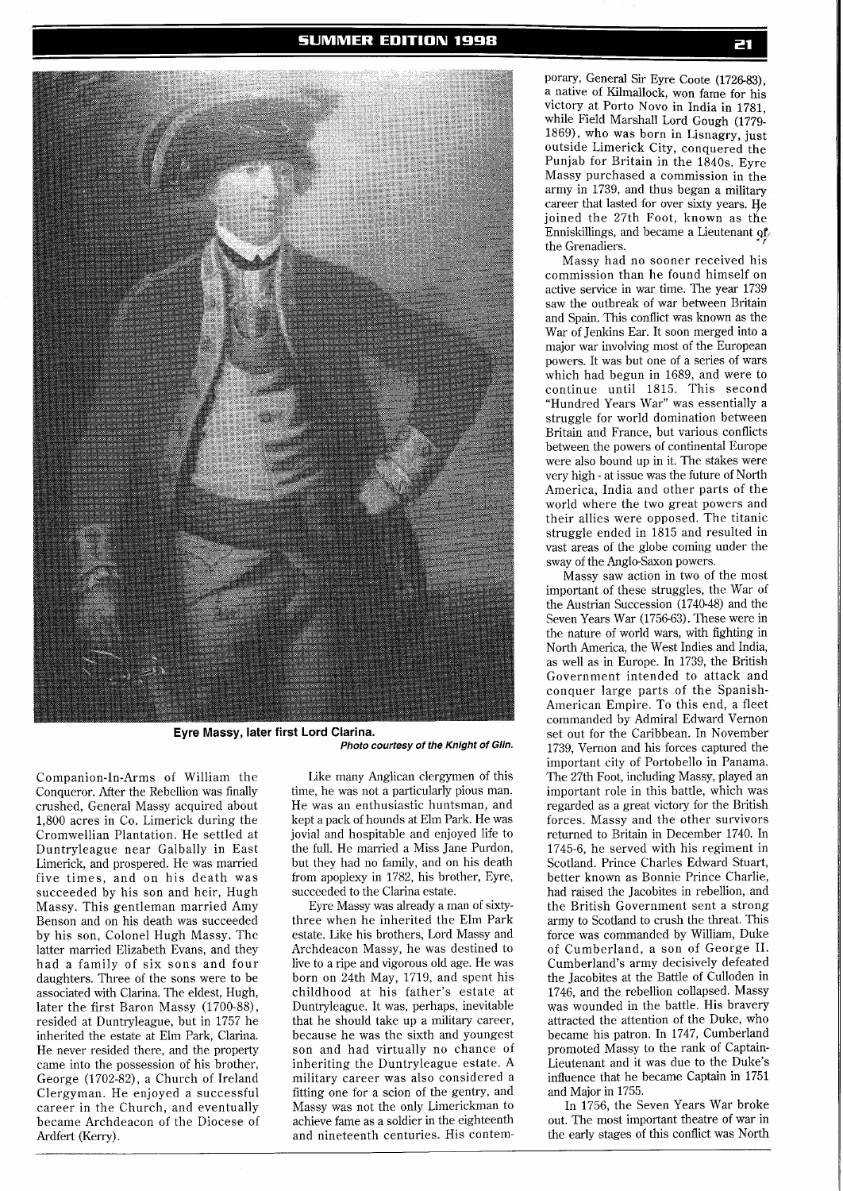**Eyre Massy, later first Lord Clarina.**
*Photo courtesy of the Knight of Glin.*

Companion-In-Arms of William the Conqueror. After the Rebellion was finally crushed, General Massy acquired about 1,800 acres in Co. Limerick during the Cromwellian Plantation. He settled at Duntryleague near Galbally in East Limerick, and prospered. He was married five times, and on his death was succeeded by his son and heir, Hugh Massy. This gentleman married Amy Benson and on his death was succeeded by his son, Colonel Hugh Massy. The latter married Elizabeth Evans, and they had a family of six sons and four daughters. Three of the sons were to be associated with Clarina. The eldest, Hugh, later the first Baron Massy (1700-88), resided at Duntryleague, but in 1757 he inherited the estate at Elm Park, Clarina. He never resided there, and the property came into the possession of his brother, George (1702-82), a Church of Ireland Clergyman. He enjoyed a successful career in the Church, and eventually became Archdeacon of the Diocese of Ardfert (Kerry).

Like many Anglican clergymen of this time, he was not a particularly pious man. He was an enthusiastic huntsman, and kept a pack of hounds at Elm Park. He was jovial and hospitable and enjoyed life to the full. He married a Miss Jane Purdon, but they had no family, and on his death from apoplexy in 1782, his brother, Eyre, succeeded to the Clarina estate.

Eyre Massy was already a man of sixty-three when he inherited the Elm Park estate. Like his brothers, Lord Massy and Archdeacon Massy, he was destined to live to a ripe and vigorous old age. He was born on 24th May, 1719, and spent his childhood at his father's estate at Duntryleague. It was, perhaps, inevitable that he should take up a military career, because he was the sixth and youngest son and had virtually no chance of inheriting the Duntryleague estate. A military career was also considered a fitting one for a scion of the gentry, and Massy was not the only Limerickman to achieve fame as a soldier in the eighteenth and nineteenth centuries. His contemporary, General Sir Eyre Coote (1726-83), a native of Kilmallock, won fame for his victory at Porto Novo in India in 1781, while Field Marshall Lord Gough (1779-1869), who was born in Lisnagry, just outside Limerick City, conquered the Punjab for Britain in the 1840s. Eyre Massy purchased a commission in the army in 1739, and thus began a military career that lasted for over sixty years. He joined the 27th Foot, known as the Enniskillings, and became a Lieutenant of the Grenadiers.

Massy had no sooner received his commission than he found himself on active service in war time. The year 1739 saw the outbreak of war between Britain and Spain. This conflict was known as the War of Jenkins Ear. It soon merged into a major war involving most of the European powers. It was but one of a series of wars which had begun in 1689, and were to continue until 1815. This second "Hundred Years War" was essentially a struggle for world domination between Britain and France, but various conflicts between the powers of continental Europe were also bound up in it. The stakes were very high - at issue was the future of North America, India and other parts of the world where the two great powers and their allies were opposed. The titanic struggle ended in 1815 and resulted in vast areas of the globe coming under the sway of the Anglo-Saxon powers.

Massy saw action in two of the most important of these struggles, the War of the Austrian Succession (1740-48) and the Seven Years War (1756-63). These were in the nature of world wars, with fighting in North America, the West Indies and India, as well as in Europe. In 1739, the British Government intended to attack and conquer large parts of the Spanish-American Empire. To this end, a fleet commanded by Admiral Edward Vernon set out for the Caribbean. In November 1739, Vernon and his forces captured the important city of Portobello in Panama. The 27th Foot, including Massy, played an important role in this battle, which was regarded as a great victory for the British forces. Massy and the other survivors returned to Britain in December 1740. In 1745-6, he served with his regiment in Scotland. Prince Charles Edward Stuart, better known as Bonnie Prince Charlie, had raised the Jacobites in rebellion, and the British Government sent a strong army to Scotland to crush the threat. This force was commanded by William, Duke of Cumberland, a son of George II. Cumberland's army decisively defeated the Jacobites at the Battle of Culloden in 1746, and the rebellion collapsed. Massy was wounded in the battle. His bravery attracted the attention of the Duke, who became his patron. In 1747, Cumberland promoted Massy to the rank of Captain-Lieutenant and it was due to the Duke's influence that he became Captain in 1751 and Major in 1755.

In 1756, the Seven Years War broke out. The most important theatre of war in the early stages of this conflict was North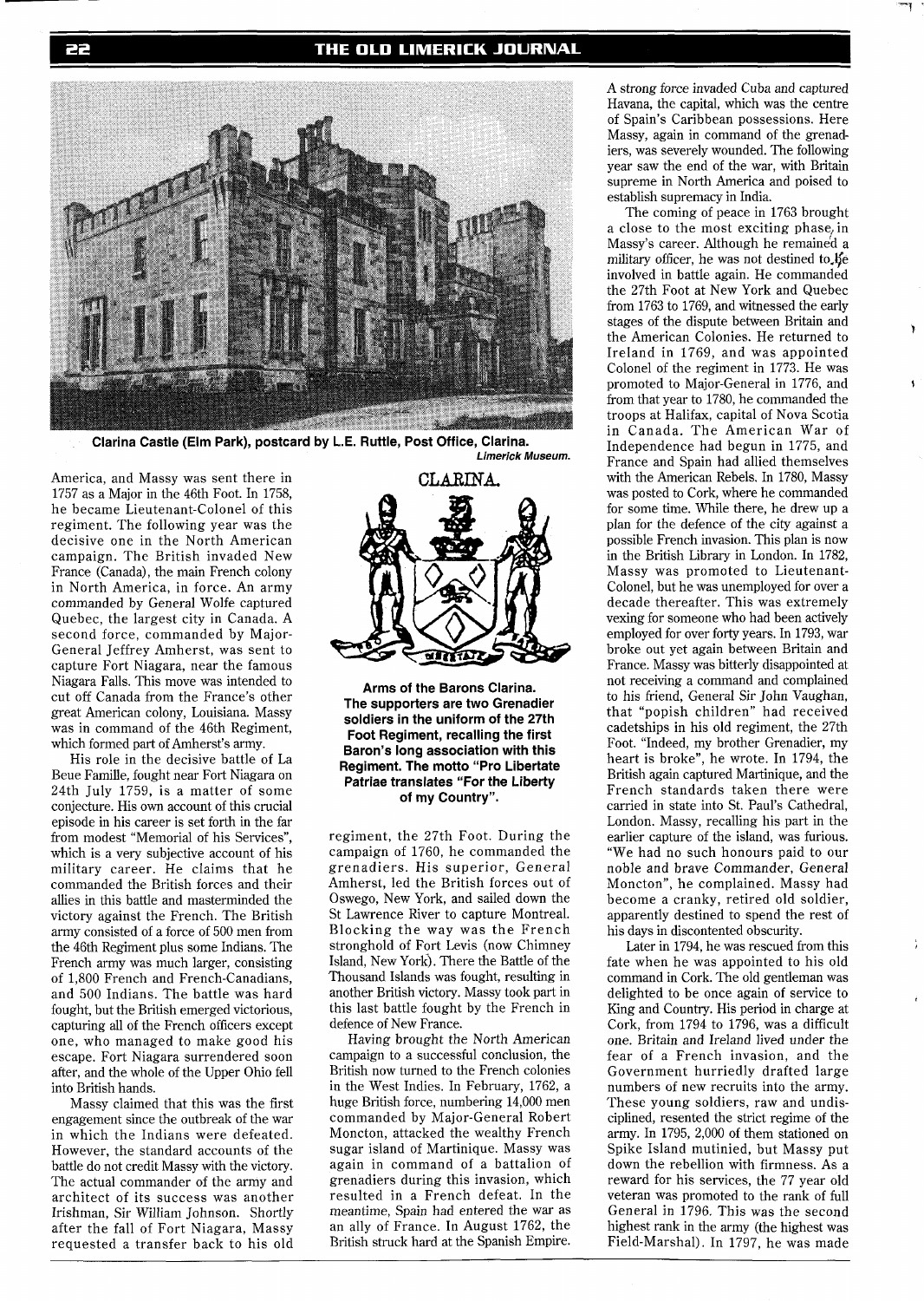Clarina Castle (Elm Park), postcard by L.E. Ruttle, Post Office, Clarina. *Limerick Museum.*

America, and Massy was sent there in 1757 as a Major in the 46th Foot. In 1758, he became Lieutenant-Colonel of this regiment. The following year was the decisive one in the North American campaign. The British invaded New France (Canada), the main French colony in North America, in force. An army commanded by General Wolfe captured Quebec, the largest city in Canada. A second force, commanded by Major-General Jeffrey Amherst, was sent to capture Fort Niagara, near the famous Niagara Falls. This move was intended to cut off Canada from the France's other great American colony, Louisiana. Massy was in command of the 46th Regiment, which formed part of Amherst's army.

His role in the decisive battle of La Beue Famille, fought near Fort Niagara on 24th July 1759, is a matter of some conjecture. His own account of this crucial episode in his career is set forth in the far from modest "Memorial of his Services", which is a very subjective account of his military career. He claims that he commanded the British forces and their allies in this battle and masterminded the victory against the French. The British army consisted of a force of 500 men from the 46th Regiment plus some Indians. The French army was much larger, consisting of 1,800 French and French-Canadians, and 500 Indians. The battle was hard fought, but the British emerged victorious, capturing all of the French officers except one, who managed to make good his escape. Fort Niagara surrendered soon after, and the whole of the Upper Ohio fell into British hands.

Massy claimed that this was the first engagement since the outbreak of the war in which the Indians were defeated. However, the standard accounts of the battle do not credit Massy with the victory. The actual commander of the army and architect of its success was another Irishman, Sir William Johnson. Shortly after the fall of Fort Niagara, Massy requested a transfer back to his old regiment, the 27th Foot. During the campaign of 1760, he commanded the grenadiers. His superior, General Amherst, led the British forces out of Oswego, New York, and sailed down the St Lawrence River to capture Montreal. Blocking the way was the French stronghold of Fort Levis (now Chimney Island, New York). There the Battle of the Thousand Islands was fought, resulting in another British victory. Massy took part in this last battle fought by the French in defence of New France.

CLARINA.

Arms of the Barons Clarina. The supporters are two Grenadier soldiers in the uniform of the 27th Foot Regiment, recalling the first Baron's long association with this Regiment. The motto "Pro Libertate Patriae translates "For the Liberty of my Country".

Having brought the North American campaign to a successful conclusion, the British now turned to the French colonies in the West Indies. In February, 1762, a huge British force, numbering 14,000 men commanded by Major-General Robert Moncton, attacked the wealthy French sugar island of Martinique. Massy was again in command of a battalion of grenadiers during this invasion, which resulted in a French defeat. In the meantime, Spain had entered the war as an ally of France. In August 1762, the British struck hard at the Spanish Empire. A strong force invaded Cuba and captured Havana, the capital, which was the centre of Spain's Caribbean possessions. Here Massy, again in command of the grenadiers, was severely wounded. The following year saw the end of the war, with Britain supreme in North America and poised to establish supremacy in India.

The coming of peace in 1763 brought a close to the most exciting phase in Massy's career. Although he remained a military officer, he was not destined to be involved in battle again. He commanded the 27th Foot at New York and Quebec from 1763 to 1769, and witnessed the early stages of the dispute between Britain and the American Colonies. He returned to Ireland in 1769, and was appointed Colonel of the regiment in 1773. He was promoted to Major-General in 1776, and from that year to 1780, he commanded the troops at Halifax, capital of Nova Scotia in Canada. The American War of Independence had begun in 1775, and France and Spain had allied themselves with the American Rebels. In 1780, Massy was posted to Cork, where he commanded for some time. While there, he drew up a plan for the defence of the city against a possible French invasion. This plan is now in the British Library in London. In 1782, Massy was promoted to Lieutenant-Colonel, but he was unemployed for over a decade thereafter. This was extremely vexing for someone who had been actively employed for over forty years. In 1793, war broke out yet again between Britain and France. Massy was bitterly disappointed at not receiving a command and complained to his friend, General Sir John Vaughan, that "popish children" had received cadetships in his old regiment, the 27th Foot. "Indeed, my brother Grenadier, my heart is broke", he wrote. In 1794, the British again captured Martinique, and the French standards taken there were carried in state into St. Paul's Cathedral, London. Massy, recalling his part in the earlier capture of the island, was furious. "We had no such honours paid to our noble and brave Commander, General Moncton", he complained. Massy had become a cranky, retired old soldier, apparently destined to spend the rest of his days in discontented obscurity.

Later in 1794, he was rescued from this fate when he was appointed to his old command in Cork. The old gentleman was delighted to be once again of service to King and Country. His period in charge at Cork, from 1794 to 1796, was a difficult one. Britain and Ireland lived under the fear of a French invasion, and the Government hurriedly drafted large numbers of new recruits into the army. These young soldiers, raw and undisciplined, resented the strict regime of the army. In 1795, 2,000 of them stationed on Spike Island mutinied, but Massy put down the rebellion with firmness. As a reward for his services, the 77 year old veteran was promoted to the rank of full General in 1796. This was the second highest rank in the army (the highest was Field-Marshal). In 1797, he was made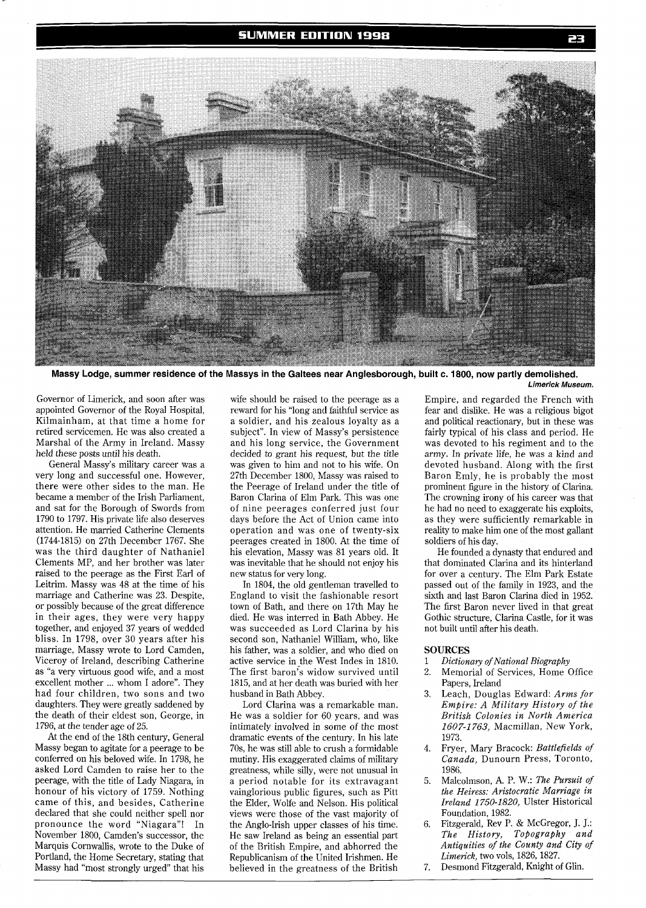Massy Lodge, summer residence of the Massys in the Galtees near Anglesborough, built c. 1800, now partly demolished. *Limerick Museum.*

Governor of Limerick, and soon after was appointed Governor of the Royal Hospital, Kilmainham, at that time a home for retired servicemen. He was also created a Marshal of the Army in Ireland. Massy held these posts until his death.

General Massy's military career was a very long and successful one. However, there were other sides to the man. He became a member of the Irish Parliament, and sat for the Borough of Swords from 1790 to 1797. His private life also deserves attention. He married Catherine Clements (1744-1815) on 27th December 1767. She was the third daughter of Nathaniel Clements MP, and her brother was later raised to the peerage as the First Earl of Leitrim. Massy was 48 at the time of his marriage and Catherine was 23. Despite, or possibly because of the great difference in their ages, they were very happy together, and enjoyed 37 years of wedded bliss. In 1798, over 30 years after his marriage, Massy wrote to Lord Camden, Viceroy of Ireland, describing Catherine as "a very virtuous good wife, and a most excellent mother ... whom I adore". They had four children, two sons and two daughters. They were greatly saddened by the death of their eldest son, George, in 1796, at the tender age of 25.

At the end of the 18th century, General Massy began to agitate for a peerage to be conferred on his beloved wife. In 1798, he asked Lord Camden to raise her to the peerage, with the title of Lady Niagara, in honour of his victory of 1759. Nothing came of this, and besides, Catherine declared that she could neither spell nor pronounce the word "Niagara"! In November 1800, Camden's successor, the Marquis Cornwallis, wrote to the Duke of Portland, the Home Secretary, stating that Massy had "most strongly urged" that his wife should be raised to the peerage as a reward for his "long and faithful service as a soldier, and his zealous loyalty as a subject". In view of Massy's persistence and his long service, the Government decided to grant his request, but the title was given to him and not to his wife. On 27th December 1800, Massy was raised to the Peerage of Ireland under the title of Baron Clarina of Elm Park. This was one of nine peerages conferred just four days before the Act of Union came into operation and was one of twenty-six peerages created in 1800. At the time of his elevation, Massy was 81 years old. It was inevitable that he should not enjoy his new status for very long.

In 1804, the old gentleman travelled to England to visit the fashionable resort town of Bath, and there on 17th May he died. He was interred in Bath Abbey. He was succeeded as Lord Clarina by his second son, Nathaniel William, who, like his father, was a soldier, and who died on active service in the West Indes in 1810. The first baron's widow survived until 1815, and at her death was buried with her husband in Bath Abbey.

Lord Clarina was a remarkable man. He was a soldier for 60 years, and was intimately involved in some of the most dramatic events of the century. In his late 70s, he was still able to crush a formidable mutiny. His exaggerated claims of military greatness, while silly, were not unusual in a period notable for its extravagant vainglorious public figures, such as Pitt the Elder, Wolfe and Nelson. His political views were those of the vast majority of the Anglo-Irish upper classes of his time. He saw Ireland as being an essential part of the British Empire, and abhorred the Republicanism of the United Irishmen. He believed in the greatness of the British Empire, and regarded the French with fear and dislike. He was a religious bigot and political reactionary, but in these was fairly typical of his class and period. He was devoted to his regiment and to the army. In private life, he was a kind and devoted husband. Along with the first Baron Emly, he is probably the most prominent figure in the history of Clarina. The crowning irony of his career was that he had no need to exaggerate his exploits, as they were sufficiently remarkable in reality to make him one of the most gallant soldiers of his day.

He founded a dynasty that endured and that dominated Clarina and its hinterland for over a century. The Elm Park Estate passed out of the family in 1923, and the sixth and last Baron Clarina died in 1952. The first Baron never lived in that great Gothic structure, Clarina Castle, for it was not built until after his death.

## SOURCES

1. *Dictionary of National Biography*
2. Memorial of Services, Home Office Papers, Ireland
3. Leach, Douglas Edward: *Arms for Empire: A Military History of the British Colonies in North America 1607-1763,* Macmillan, New York, 1973.
4. Fryer, Mary Bracock: *Battlefields of Canada,* Dunourn Press, Toronto, 1986.
5. Malcolmson, A. P. W.: *The Pursuit of the Heiress: Aristocratic Marriage in Ireland 1750-1820,* Ulster Historical Foundation, 1982.
6. Fitzgerald, Rev P. & McGregor, J. J.: *The History, Topography and Antiquities of the County and City of Limerick,* two vols, 1826, 1827.
7. Desmond Fitzgerald, Knight of Glin.